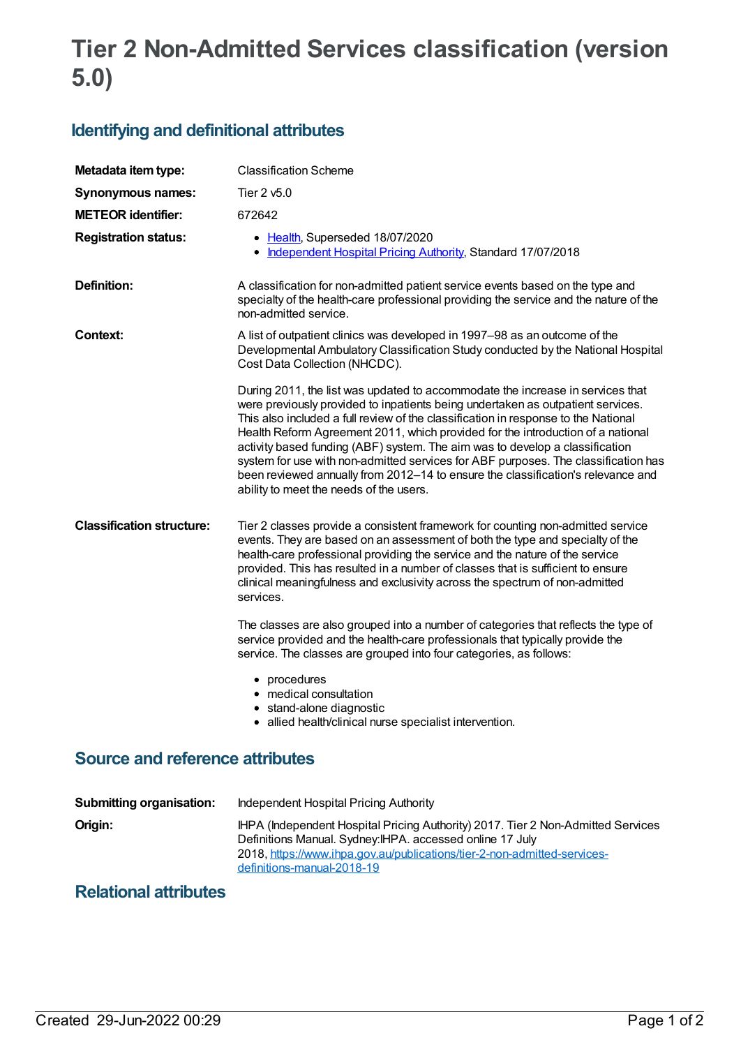# Tier 2 Non-Admitted Services classification (version 5.0)

## Identifying and definitional attributes

| | |
|---|---|
| **Metadata item type:** | Classification Scheme |
| **Synonymous names:** | Tier 2 v5.0 |
| **METEOR identifier:** | 672642 |
| **Registration status:** | • Health, Superseded 18/07/2020<br>• Independent Hospital Pricing Authority, Standard 17/07/2018 |
| **Definition:** | A classification for non-admitted patient service events based on the type and specialty of the health-care professional providing the service and the nature of the non-admitted service. |
| **Context:** | A list of outpatient clinics was developed in 1997–98 as an outcome of the Developmental Ambulatory Classification Study conducted by the National Hospital Cost Data Collection (NHCDC).<br><br>During 2011, the list was updated to accommodate the increase in services that were previously provided to inpatients being undertaken as outpatient services. This also included a full review of the classification in response to the National Health Reform Agreement 2011, which provided for the introduction of a national activity based funding (ABF) system. The aim was to develop a classification system for use with non-admitted services for ABF purposes. The classification has been reviewed annually from 2012–14 to ensure the classification's relevance and ability to meet the needs of the users. |
| **Classification structure:** | Tier 2 classes provide a consistent framework for counting non-admitted service events. They are based on an assessment of both the type and specialty of the health-care professional providing the service and the nature of the service provided. This has resulted in a number of classes that is sufficient to ensure clinical meaningfulness and exclusivity across the spectrum of non-admitted services.<br><br>The classes are also grouped into a number of categories that reflects the type of service provided and the health-care professionals that typically provide the service. The classes are grouped into four categories, as follows:<br><br>• procedures<br>• medical consultation<br>• stand-alone diagnostic<br>• allied health/clinical nurse specialist intervention. |

## Source and reference attributes

| | |
|---|---|
| **Submitting organisation:** | Independent Hospital Pricing Authority |
| **Origin:** | IHPA (Independent Hospital Pricing Authority) 2017. Tier 2 Non-Admitted Services Definitions Manual. Sydney:IHPA. accessed online 17 July 2018, https://www.ihpa.gov.au/publications/tier-2-non-admitted-services-definitions-manual-2018-19 |

## Relational attributes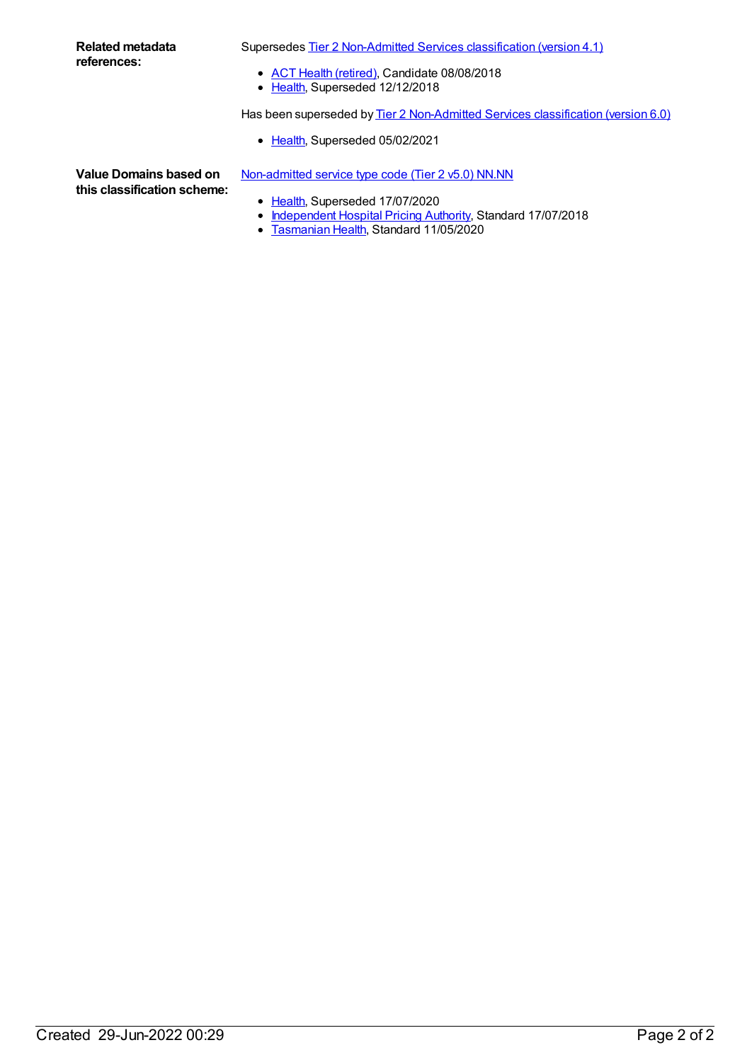**Related metadata references:**

Supersedes Tier 2 Non-Admitted Services classification (version 4.1)

- ACT Health (retired), Candidate 08/08/2018
- Health, Superseded 12/12/2018

Has been superseded by Tier 2 Non-Admitted Services classification (version 6.0)

- Health, Superseded 05/02/2021

**Value Domains based on this classification scheme:**

Non-admitted service type code (Tier 2 v5.0) NN.NN

- Health, Superseded 17/07/2020
- Independent Hospital Pricing Authority, Standard 17/07/2018
- Tasmanian Health, Standard 11/05/2020